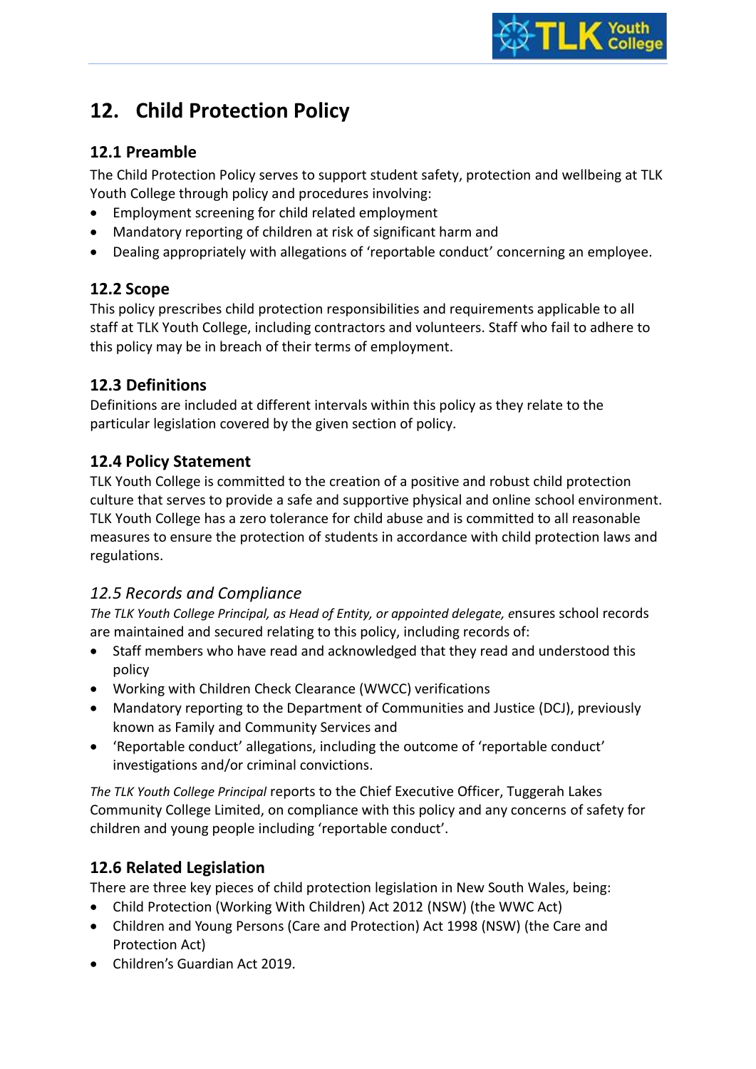# 12. Child Protection Policy

## 12.1 Preamble

The Child Protection Policy serves to support student safety, protection and wellbeing at TLK Youth College through policy and procedures involving:

- Employment screening for child related employment
- Mandatory reporting of children at risk of significant harm and
- Dealing appropriately with allegations of 'reportable conduct' concerning an employee.

## 12.2 Scope

This policy prescribes child protection responsibilities and requirements applicable to all staff at TLK Youth College, including contractors and volunteers. Staff who fail to adhere to this policy may be in breach of their terms of employment.

## 12.3 Definitions

Definitions are included at different intervals within this policy as they relate to the particular legislation covered by the given section of policy.

## 12.4 Policy Statement

TLK Youth College is committed to the creation of a positive and robust child protection culture that serves to provide a safe and supportive physical and online school environment. TLK Youth College has a zero tolerance for child abuse and is committed to all reasonable measures to ensure the protection of students in accordance with child protection laws and regulations.

## *12.5 Records and Compliance*

*The TLK Youth College Principal, as Head of Entity, or appointed delegate, e*nsures school records are maintained and secured relating to this policy, including records of:

- Staff members who have read and acknowledged that they read and understood this policy
- Working with Children Check Clearance (WWCC) verifications
- Mandatory reporting to the Department of Communities and Justice (DCJ), previously known as Family and Community Services and
- 'Reportable conduct' allegations, including the outcome of 'reportable conduct' investigations and/or criminal convictions.

*The TLK Youth College Principal* reports to the Chief Executive Officer, Tuggerah Lakes Community College Limited, on compliance with this policy and any concerns of safety for children and young people including 'reportable conduct'.

## 12.6 Related Legislation

There are three key pieces of child protection legislation in New South Wales, being:

- Child Protection (Working With Children) Act 2012 (NSW) (the WWC Act)
- Children and Young Persons (Care and Protection) Act 1998 (NSW) (the Care and Protection Act)
- Children's Guardian Act 2019.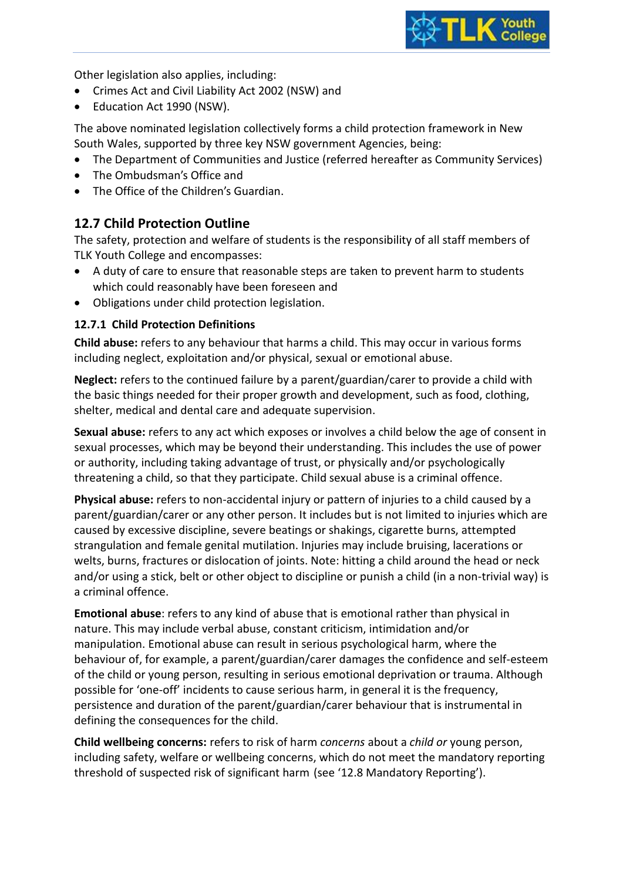Other legislation also applies, including:

- Crimes Act and Civil Liability Act 2002 (NSW) and
- Education Act 1990 (NSW).

The above nominated legislation collectively forms a child protection framework in New South Wales, supported by three key NSW government Agencies, being:

- The Department of Communities and Justice (referred hereafter as Community Services)
- The Ombudsman's Office and
- The Office of the Children's Guardian.

## 12.7 Child Protection Outline

The safety, protection and welfare of students is the responsibility of all staff members of TLK Youth College and encompasses:

- A duty of care to ensure that reasonable steps are taken to prevent harm to students which could reasonably have been foreseen and
- Obligations under child protection legislation.

### 12.7.1 Child Protection Definitions

**Child abuse:** refers to any behaviour that harms a child. This may occur in various forms including neglect, exploitation and/or physical, sexual or emotional abuse.

**Neglect:** refers to the continued failure by a parent/guardian/carer to provide a child with the basic things needed for their proper growth and development, such as food, clothing, shelter, medical and dental care and adequate supervision.

**Sexual abuse:** refers to any act which exposes or involves a child below the age of consent in sexual processes, which may be beyond their understanding. This includes the use of power or authority, including taking advantage of trust, or physically and/or psychologically threatening a child, so that they participate. Child sexual abuse is a criminal offence.

**Physical abuse:** refers to non-accidental injury or pattern of injuries to a child caused by a parent/guardian/carer or any other person. It includes but is not limited to injuries which are caused by excessive discipline, severe beatings or shakings, cigarette burns, attempted strangulation and female genital mutilation. Injuries may include bruising, lacerations or welts, burns, fractures or dislocation of joints. Note: hitting a child around the head or neck and/or using a stick, belt or other object to discipline or punish a child (in a non-trivial way) is a criminal offence.

**Emotional abuse**: refers to any kind of abuse that is emotional rather than physical in nature. This may include verbal abuse, constant criticism, intimidation and/or manipulation. Emotional abuse can result in serious psychological harm, where the behaviour of, for example, a parent/guardian/carer damages the confidence and self-esteem of the child or young person, resulting in serious emotional deprivation or trauma. Although possible for 'one-off' incidents to cause serious harm, in general it is the frequency, persistence and duration of the parent/guardian/carer behaviour that is instrumental in defining the consequences for the child.

**Child wellbeing concerns:** refers to risk of harm *concerns* about a *child or* young person, including safety, welfare or wellbeing concerns, which do not meet the mandatory reporting threshold of suspected risk of significant harm (see '12.8 Mandatory Reporting').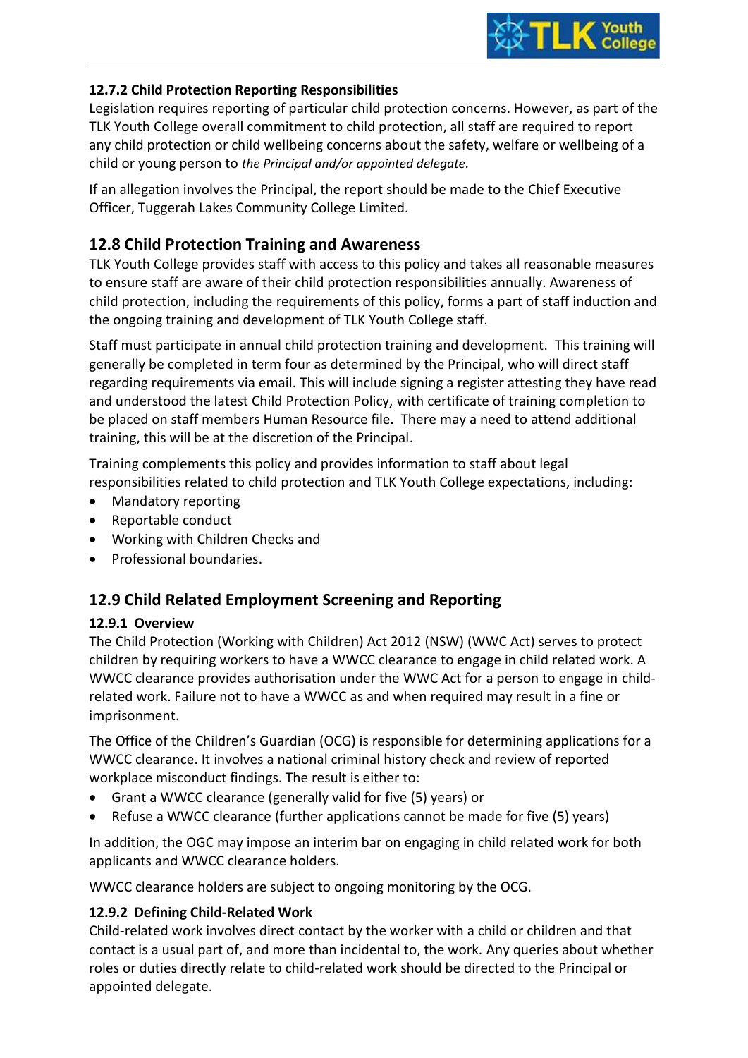#### 12.7.2 Child Protection Reporting Responsibilities

Legislation requires reporting of particular child protection concerns. However, as part of the TLK Youth College overall commitment to child protection, all staff are required to report any child protection or child wellbeing concerns about the safety, welfare or wellbeing of a child or young person to *the Principal and/or appointed delegate.*

If an allegation involves the Principal, the report should be made to the Chief Executive Officer, Tuggerah Lakes Community College Limited.

## 12.8 Child Protection Training and Awareness

TLK Youth College provides staff with access to this policy and takes all reasonable measures to ensure staff are aware of their child protection responsibilities annually. Awareness of child protection, including the requirements of this policy, forms a part of staff induction and the ongoing training and development of TLK Youth College staff.

Staff must participate in annual child protection training and development. This training will generally be completed in term four as determined by the Principal, who will direct staff regarding requirements via email. This will include signing a register attesting they have read and understood the latest Child Protection Policy, with certificate of training completion to be placed on staff members Human Resource file. There may a need to attend additional training, this will be at the discretion of the Principal.

Training complements this policy and provides information to staff about legal responsibilities related to child protection and TLK Youth College expectations, including:

- Mandatory reporting
- Reportable conduct
- Working with Children Checks and
- Professional boundaries.

## 12.9 Child Related Employment Screening and Reporting

#### 12.9.1 Overview

The Child Protection (Working with Children) Act 2012 (NSW) (WWC Act) serves to protect children by requiring workers to have a WWCC clearance to engage in child related work. A WWCC clearance provides authorisation under the WWC Act for a person to engage in child-related work. Failure not to have a WWCC as and when required may result in a fine or imprisonment.

The Office of the Children's Guardian (OCG) is responsible for determining applications for a WWCC clearance. It involves a national criminal history check and review of reported workplace misconduct findings. The result is either to:

- Grant a WWCC clearance (generally valid for five (5) years) or
- Refuse a WWCC clearance (further applications cannot be made for five (5) years)

In addition, the OGC may impose an interim bar on engaging in child related work for both applicants and WWCC clearance holders.

WWCC clearance holders are subject to ongoing monitoring by the OCG.

#### 12.9.2 Defining Child-Related Work

Child-related work involves direct contact by the worker with a child or children and that contact is a usual part of, and more than incidental to, the work. Any queries about whether roles or duties directly relate to child-related work should be directed to the Principal or appointed delegate.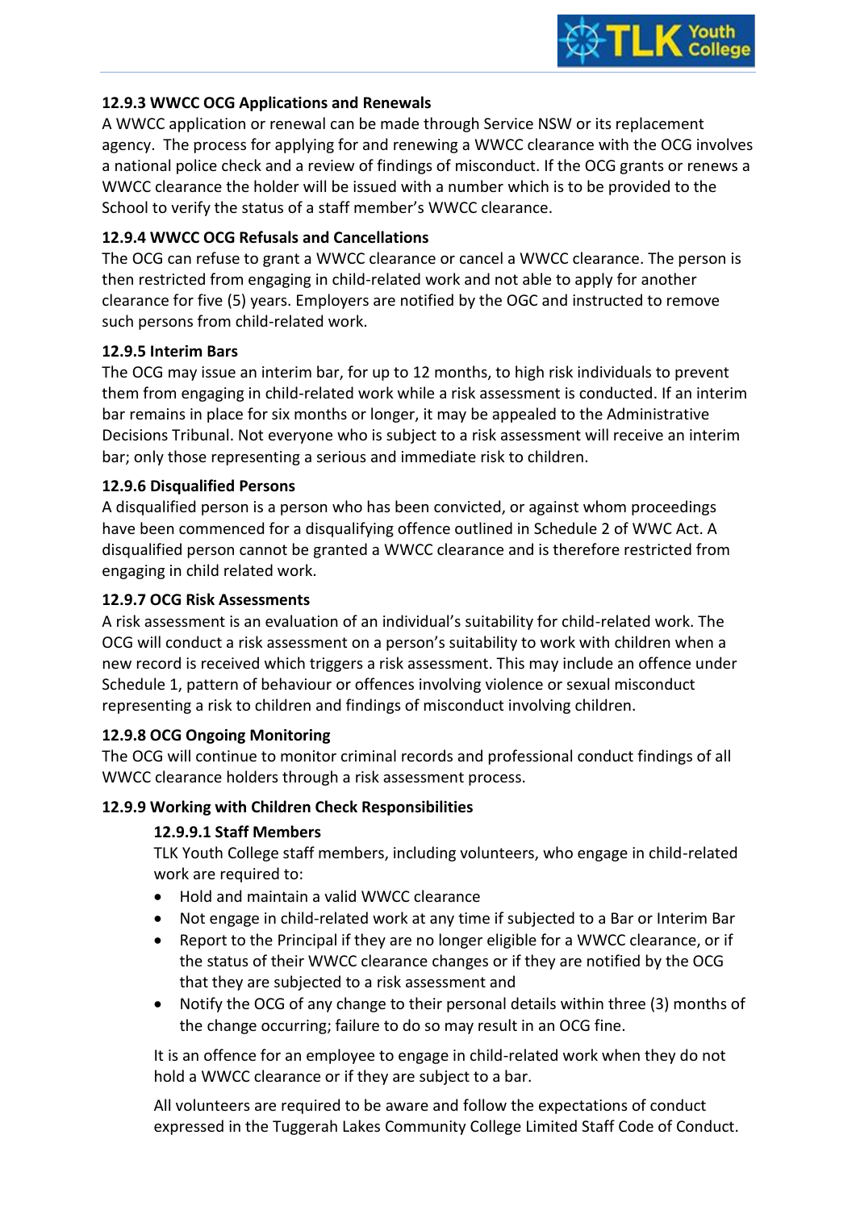**12.9.3 WWCC OCG Applications and Renewals**

A WWCC application or renewal can be made through Service NSW or its replacement agency. The process for applying for and renewing a WWCC clearance with the OCG involves a national police check and a review of findings of misconduct. If the OCG grants or renews a WWCC clearance the holder will be issued with a number which is to be provided to the School to verify the status of a staff member's WWCC clearance.

**12.9.4 WWCC OCG Refusals and Cancellations**

The OCG can refuse to grant a WWCC clearance or cancel a WWCC clearance. The person is then restricted from engaging in child-related work and not able to apply for another clearance for five (5) years. Employers are notified by the OGC and instructed to remove such persons from child-related work.

**12.9.5 Interim Bars**

The OCG may issue an interim bar, for up to 12 months, to high risk individuals to prevent them from engaging in child-related work while a risk assessment is conducted. If an interim bar remains in place for six months or longer, it may be appealed to the Administrative Decisions Tribunal. Not everyone who is subject to a risk assessment will receive an interim bar; only those representing a serious and immediate risk to children.

**12.9.6 Disqualified Persons**

A disqualified person is a person who has been convicted, or against whom proceedings have been commenced for a disqualifying offence outlined in Schedule 2 of WWC Act. A disqualified person cannot be granted a WWCC clearance and is therefore restricted from engaging in child related work.

**12.9.7 OCG Risk Assessments**

A risk assessment is an evaluation of an individual's suitability for child-related work. The OCG will conduct a risk assessment on a person's suitability to work with children when a new record is received which triggers a risk assessment. This may include an offence under Schedule 1, pattern of behaviour or offences involving violence or sexual misconduct representing a risk to children and findings of misconduct involving children.

**12.9.8 OCG Ongoing Monitoring**

The OCG will continue to monitor criminal records and professional conduct findings of all WWCC clearance holders through a risk assessment process.

**12.9.9 Working with Children Check Responsibilities**

**12.9.9.1 Staff Members**

TLK Youth College staff members, including volunteers, who engage in child-related work are required to:

- Hold and maintain a valid WWCC clearance
- Not engage in child-related work at any time if subjected to a Bar or Interim Bar
- Report to the Principal if they are no longer eligible for a WWCC clearance, or if the status of their WWCC clearance changes or if they are notified by the OCG that they are subjected to a risk assessment and
- Notify the OCG of any change to their personal details within three (3) months of the change occurring; failure to do so may result in an OCG fine.

It is an offence for an employee to engage in child-related work when they do not hold a WWCC clearance or if they are subject to a bar.

All volunteers are required to be aware and follow the expectations of conduct expressed in the Tuggerah Lakes Community College Limited Staff Code of Conduct.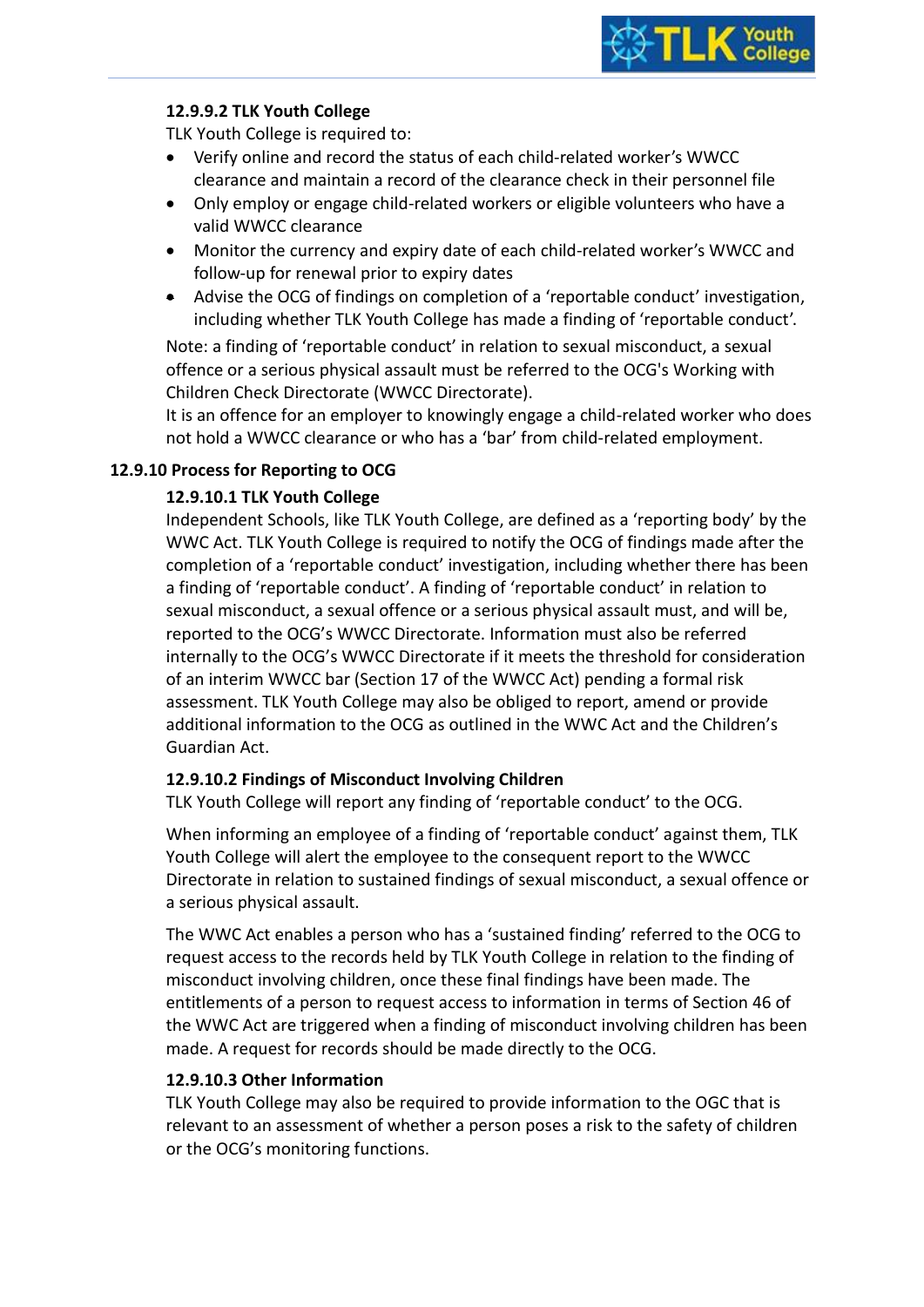#### 12.9.9.2 TLK Youth College

TLK Youth College is required to:

- Verify online and record the status of each child-related worker's WWCC clearance and maintain a record of the clearance check in their personnel file
- Only employ or engage child-related workers or eligible volunteers who have a valid WWCC clearance
- Monitor the currency and expiry date of each child-related worker's WWCC and follow-up for renewal prior to expiry dates
- Advise the OCG of findings on completion of a 'reportable conduct' investigation, including whether TLK Youth College has made a finding of 'reportable conduct'.

Note: a finding of 'reportable conduct' in relation to sexual misconduct, a sexual offence or a serious physical assault must be referred to the OCG's Working with Children Check Directorate (WWCC Directorate).

It is an offence for an employer to knowingly engage a child-related worker who does not hold a WWCC clearance or who has a 'bar' from child-related employment.

### 12.9.10 Process for Reporting to OCG

#### 12.9.10.1 TLK Youth College

Independent Schools, like TLK Youth College, are defined as a 'reporting body' by the WWC Act. TLK Youth College is required to notify the OCG of findings made after the completion of a 'reportable conduct' investigation, including whether there has been a finding of 'reportable conduct'. A finding of 'reportable conduct' in relation to sexual misconduct, a sexual offence or a serious physical assault must, and will be, reported to the OCG's WWCC Directorate. Information must also be referred internally to the OCG's WWCC Directorate if it meets the threshold for consideration of an interim WWCC bar (Section 17 of the WWCC Act) pending a formal risk assessment. TLK Youth College may also be obliged to report, amend or provide additional information to the OCG as outlined in the WWC Act and the Children's Guardian Act.

#### 12.9.10.2 Findings of Misconduct Involving Children

TLK Youth College will report any finding of 'reportable conduct' to the OCG.

When informing an employee of a finding of 'reportable conduct' against them, TLK Youth College will alert the employee to the consequent report to the WWCC Directorate in relation to sustained findings of sexual misconduct, a sexual offence or a serious physical assault.

The WWC Act enables a person who has a 'sustained finding' referred to the OCG to request access to the records held by TLK Youth College in relation to the finding of misconduct involving children, once these final findings have been made. The entitlements of a person to request access to information in terms of Section 46 of the WWC Act are triggered when a finding of misconduct involving children has been made. A request for records should be made directly to the OCG.

#### 12.9.10.3 Other Information

TLK Youth College may also be required to provide information to the OGC that is relevant to an assessment of whether a person poses a risk to the safety of children or the OCG's monitoring functions.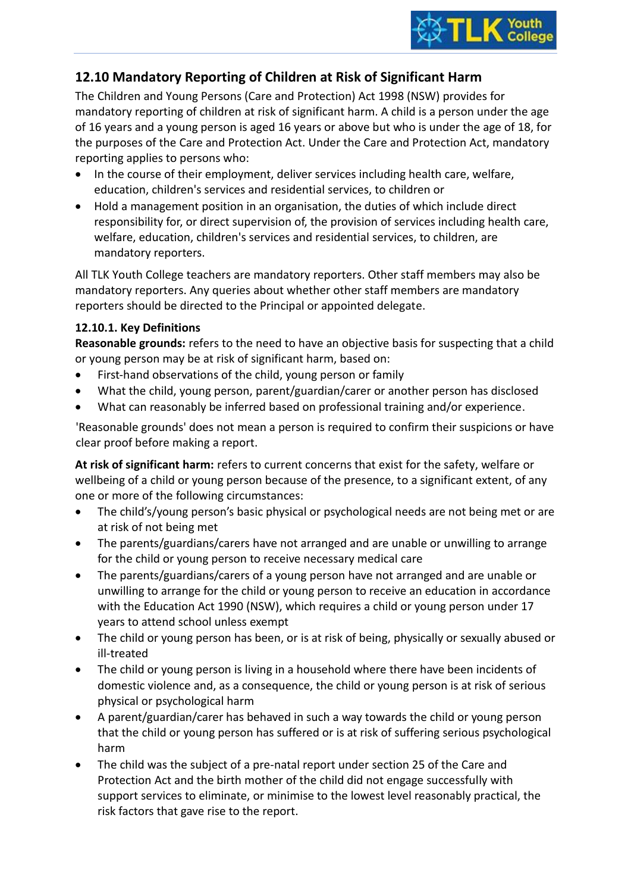## 12.10 Mandatory Reporting of Children at Risk of Significant Harm

The Children and Young Persons (Care and Protection) Act 1998 (NSW) provides for mandatory reporting of children at risk of significant harm. A child is a person under the age of 16 years and a young person is aged 16 years or above but who is under the age of 18, for the purposes of the Care and Protection Act. Under the Care and Protection Act, mandatory reporting applies to persons who:

- In the course of their employment, deliver services including health care, welfare, education, children's services and residential services, to children or
- Hold a management position in an organisation, the duties of which include direct responsibility for, or direct supervision of, the provision of services including health care, welfare, education, children's services and residential services, to children, are mandatory reporters.

All TLK Youth College teachers are mandatory reporters. Other staff members may also be mandatory reporters. Any queries about whether other staff members are mandatory reporters should be directed to the Principal or appointed delegate.

### 12.10.1. Key Definitions

**Reasonable grounds:** refers to the need to have an objective basis for suspecting that a child or young person may be at risk of significant harm, based on:

- First-hand observations of the child, young person or family
- What the child, young person, parent/guardian/carer or another person has disclosed
- What can reasonably be inferred based on professional training and/or experience.

'Reasonable grounds' does not mean a person is required to confirm their suspicions or have clear proof before making a report.

**At risk of significant harm:** refers to current concerns that exist for the safety, welfare or wellbeing of a child or young person because of the presence, to a significant extent, of any one or more of the following circumstances:

- The child's/young person's basic physical or psychological needs are not being met or are at risk of not being met
- The parents/guardians/carers have not arranged and are unable or unwilling to arrange for the child or young person to receive necessary medical care
- The parents/guardians/carers of a young person have not arranged and are unable or unwilling to arrange for the child or young person to receive an education in accordance with the Education Act 1990 (NSW), which requires a child or young person under 17 years to attend school unless exempt
- The child or young person has been, or is at risk of being, physically or sexually abused or ill-treated
- The child or young person is living in a household where there have been incidents of domestic violence and, as a consequence, the child or young person is at risk of serious physical or psychological harm
- A parent/guardian/carer has behaved in such a way towards the child or young person that the child or young person has suffered or is at risk of suffering serious psychological harm
- The child was the subject of a pre-natal report under section 25 of the Care and Protection Act and the birth mother of the child did not engage successfully with support services to eliminate, or minimise to the lowest level reasonably practical, the risk factors that gave rise to the report.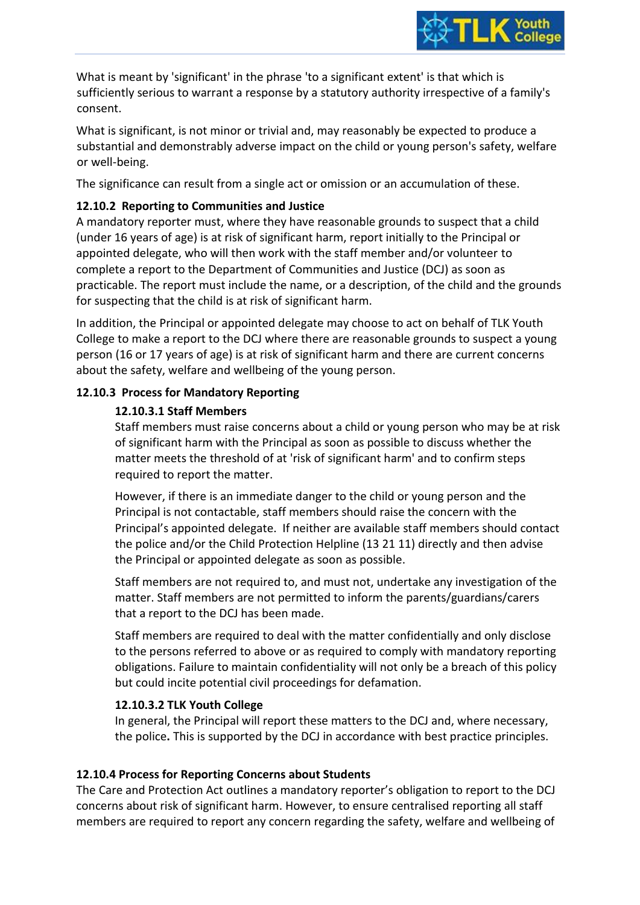What is meant by 'significant' in the phrase 'to a significant extent' is that which is sufficiently serious to warrant a response by a statutory authority irrespective of a family's consent.

What is significant, is not minor or trivial and, may reasonably be expected to produce a substantial and demonstrably adverse impact on the child or young person's safety, welfare or well-being.

The significance can result from a single act or omission or an accumulation of these.

### 12.10.2 Reporting to Communities and Justice

A mandatory reporter must, where they have reasonable grounds to suspect that a child (under 16 years of age) is at risk of significant harm, report initially to the Principal or appointed delegate, who will then work with the staff member and/or volunteer to complete a report to the Department of Communities and Justice (DCJ) as soon as practicable. The report must include the name, or a description, of the child and the grounds for suspecting that the child is at risk of significant harm.

In addition, the Principal or appointed delegate may choose to act on behalf of TLK Youth College to make a report to the DCJ where there are reasonable grounds to suspect a young person (16 or 17 years of age) is at risk of significant harm and there are current concerns about the safety, welfare and wellbeing of the young person.

### 12.10.3 Process for Mandatory Reporting

#### 12.10.3.1 Staff Members

Staff members must raise concerns about a child or young person who may be at risk of significant harm with the Principal as soon as possible to discuss whether the matter meets the threshold of at 'risk of significant harm' and to confirm steps required to report the matter.

However, if there is an immediate danger to the child or young person and the Principal is not contactable, staff members should raise the concern with the Principal's appointed delegate. If neither are available staff members should contact the police and/or the Child Protection Helpline (13 21 11) directly and then advise the Principal or appointed delegate as soon as possible.

Staff members are not required to, and must not, undertake any investigation of the matter. Staff members are not permitted to inform the parents/guardians/carers that a report to the DCJ has been made.

Staff members are required to deal with the matter confidentially and only disclose to the persons referred to above or as required to comply with mandatory reporting obligations. Failure to maintain confidentiality will not only be a breach of this policy but could incite potential civil proceedings for defamation.

#### 12.10.3.2 TLK Youth College

In general, the Principal will report these matters to the DCJ and, where necessary, the police**.** This is supported by the DCJ in accordance with best practice principles.

### 12.10.4 Process for Reporting Concerns about Students

The Care and Protection Act outlines a mandatory reporter's obligation to report to the DCJ concerns about risk of significant harm. However, to ensure centralised reporting all staff members are required to report any concern regarding the safety, welfare and wellbeing of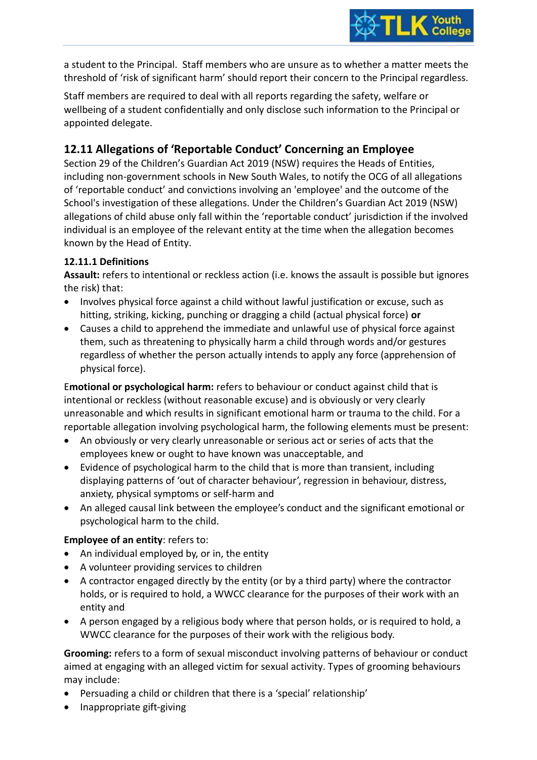a student to the Principal. Staff members who are unsure as to whether a matter meets the threshold of 'risk of significant harm' should report their concern to the Principal regardless.

Staff members are required to deal with all reports regarding the safety, welfare or wellbeing of a student confidentially and only disclose such information to the Principal or appointed delegate.

## 12.11 Allegations of 'Reportable Conduct' Concerning an Employee

Section 29 of the Children's Guardian Act 2019 (NSW) requires the Heads of Entities, including non-government schools in New South Wales, to notify the OCG of all allegations of 'reportable conduct' and convictions involving an 'employee' and the outcome of the School's investigation of these allegations. Under the Children's Guardian Act 2019 (NSW) allegations of child abuse only fall within the 'reportable conduct' jurisdiction if the involved individual is an employee of the relevant entity at the time when the allegation becomes known by the Head of Entity.

### 12.11.1 Definitions

**Assault:** refers to intentional or reckless action (i.e. knows the assault is possible but ignores the risk) that:

- Involves physical force against a child without lawful justification or excuse, such as hitting, striking, kicking, punching or dragging a child (actual physical force) **or**
- Causes a child to apprehend the immediate and unlawful use of physical force against them, such as threatening to physically harm a child through words and/or gestures regardless of whether the person actually intends to apply any force (apprehension of physical force).

E**motional or psychological harm:** refers to behaviour or conduct against child that is intentional or reckless (without reasonable excuse) and is obviously or very clearly unreasonable and which results in significant emotional harm or trauma to the child. For a reportable allegation involving psychological harm, the following elements must be present:

- An obviously or very clearly unreasonable or serious act or series of acts that the employees knew or ought to have known was unacceptable, and
- Evidence of psychological harm to the child that is more than transient, including displaying patterns of 'out of character behaviour', regression in behaviour, distress, anxiety, physical symptoms or self-harm and
- An alleged causal link between the employee's conduct and the significant emotional or psychological harm to the child.

**Employee of an entity**: refers to:

- An individual employed by, or in, the entity
- A volunteer providing services to children
- A contractor engaged directly by the entity (or by a third party) where the contractor holds, or is required to hold, a WWCC clearance for the purposes of their work with an entity and
- A person engaged by a religious body where that person holds, or is required to hold, a WWCC clearance for the purposes of their work with the religious body.

**Grooming:** refers to a form of sexual misconduct involving patterns of behaviour or conduct aimed at engaging with an alleged victim for sexual activity. Types of grooming behaviours may include:

- Persuading a child or children that there is a 'special' relationship'
- Inappropriate gift-giving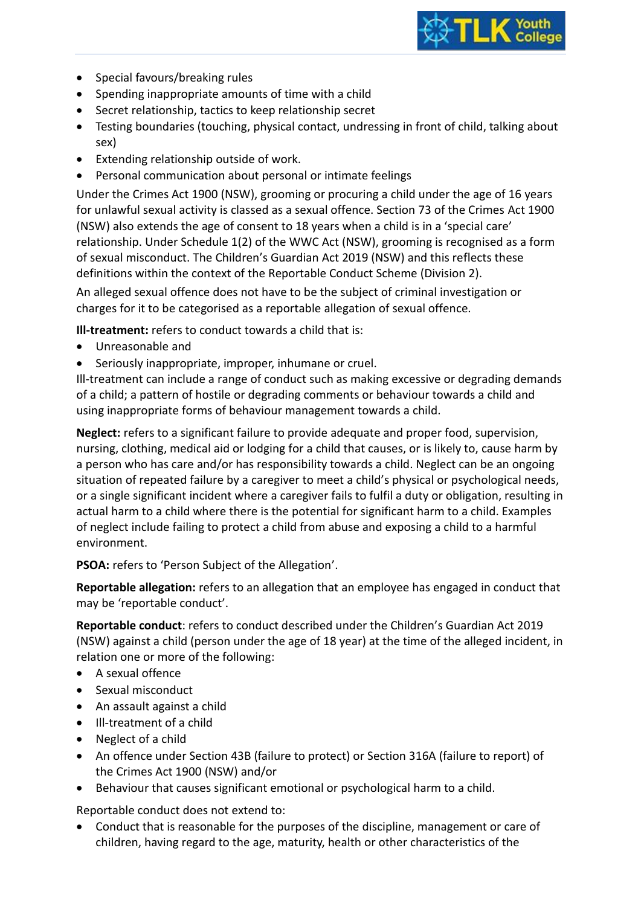- Special favours/breaking rules
- Spending inappropriate amounts of time with a child
- Secret relationship, tactics to keep relationship secret
- Testing boundaries (touching, physical contact, undressing in front of child, talking about sex)
- Extending relationship outside of work.
- Personal communication about personal or intimate feelings

Under the Crimes Act 1900 (NSW), grooming or procuring a child under the age of 16 years for unlawful sexual activity is classed as a sexual offence. Section 73 of the Crimes Act 1900 (NSW) also extends the age of consent to 18 years when a child is in a 'special care' relationship. Under Schedule 1(2) of the WWC Act (NSW), grooming is recognised as a form of sexual misconduct. The Children's Guardian Act 2019 (NSW) and this reflects these definitions within the context of the Reportable Conduct Scheme (Division 2).

An alleged sexual offence does not have to be the subject of criminal investigation or charges for it to be categorised as a reportable allegation of sexual offence.

**Ill-treatment:** refers to conduct towards a child that is:

- Unreasonable and
- Seriously inappropriate, improper, inhumane or cruel.

Ill-treatment can include a range of conduct such as making excessive or degrading demands of a child; a pattern of hostile or degrading comments or behaviour towards a child and using inappropriate forms of behaviour management towards a child.

**Neglect:** refers to a significant failure to provide adequate and proper food, supervision, nursing, clothing, medical aid or lodging for a child that causes, or is likely to, cause harm by a person who has care and/or has responsibility towards a child. Neglect can be an ongoing situation of repeated failure by a caregiver to meet a child's physical or psychological needs, or a single significant incident where a caregiver fails to fulfil a duty or obligation, resulting in actual harm to a child where there is the potential for significant harm to a child. Examples of neglect include failing to protect a child from abuse and exposing a child to a harmful environment.

**PSOA:** refers to 'Person Subject of the Allegation'.

**Reportable allegation:** refers to an allegation that an employee has engaged in conduct that may be 'reportable conduct'.

**Reportable conduct**: refers to conduct described under the Children's Guardian Act 2019 (NSW) against a child (person under the age of 18 year) at the time of the alleged incident, in relation one or more of the following:

- A sexual offence
- Sexual misconduct
- An assault against a child
- Ill-treatment of a child
- Neglect of a child
- An offence under Section 43B (failure to protect) or Section 316A (failure to report) of the Crimes Act 1900 (NSW) and/or
- Behaviour that causes significant emotional or psychological harm to a child.

Reportable conduct does not extend to:

- Conduct that is reasonable for the purposes of the discipline, management or care of children, having regard to the age, maturity, health or other characteristics of the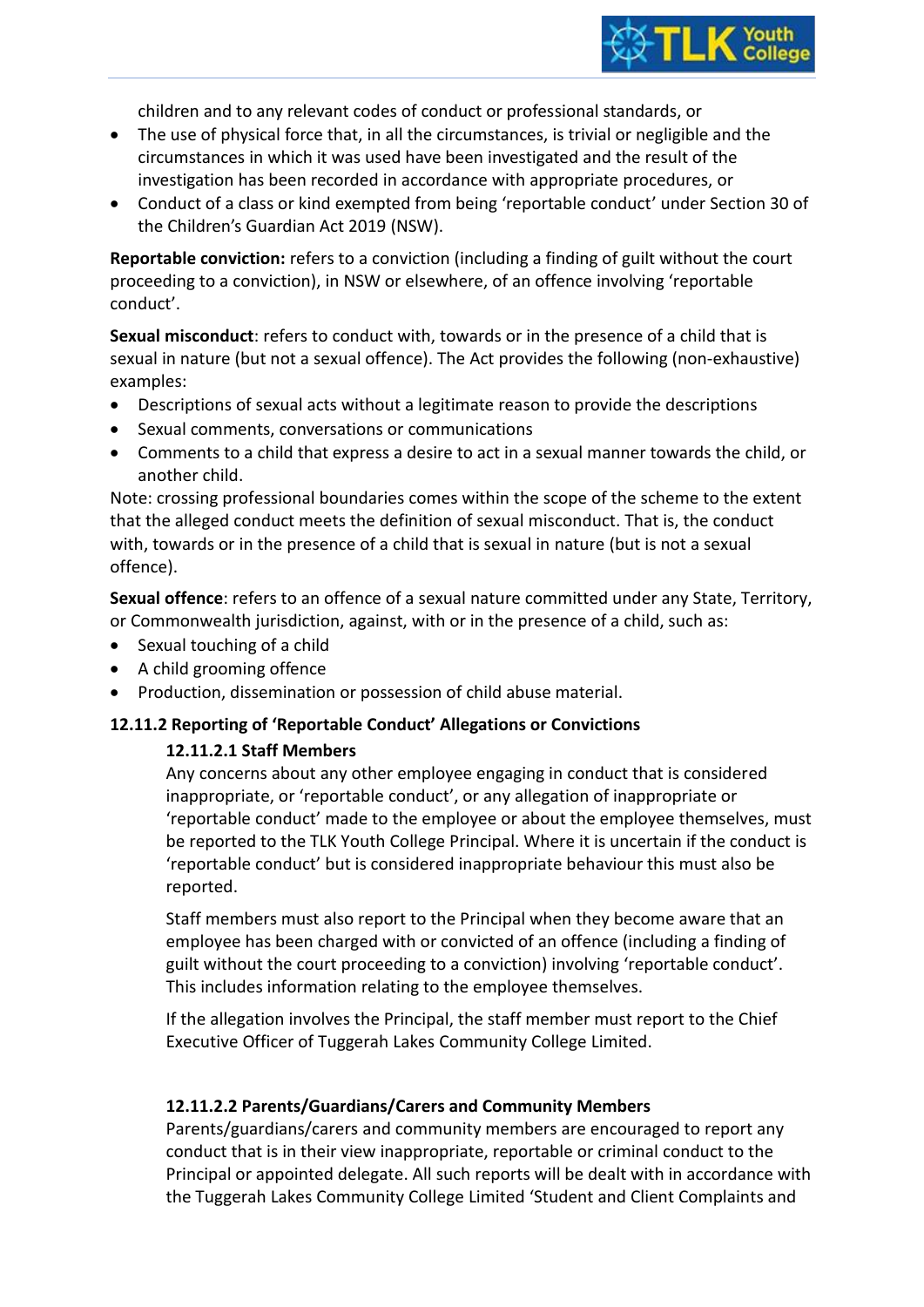children and to any relevant codes of conduct or professional standards, or

- The use of physical force that, in all the circumstances, is trivial or negligible and the circumstances in which it was used have been investigated and the result of the investigation has been recorded in accordance with appropriate procedures, or
- Conduct of a class or kind exempted from being 'reportable conduct' under Section 30 of the Children's Guardian Act 2019 (NSW).

**Reportable conviction:** refers to a conviction (including a finding of guilt without the court proceeding to a conviction), in NSW or elsewhere, of an offence involving 'reportable conduct'.

**Sexual misconduct**: refers to conduct with, towards or in the presence of a child that is sexual in nature (but not a sexual offence). The Act provides the following (non-exhaustive) examples:

- Descriptions of sexual acts without a legitimate reason to provide the descriptions
- Sexual comments, conversations or communications
- Comments to a child that express a desire to act in a sexual manner towards the child, or another child.

Note: crossing professional boundaries comes within the scope of the scheme to the extent that the alleged conduct meets the definition of sexual misconduct. That is, the conduct with, towards or in the presence of a child that is sexual in nature (but is not a sexual offence).

**Sexual offence**: refers to an offence of a sexual nature committed under any State, Territory, or Commonwealth jurisdiction, against, with or in the presence of a child, such as:

- Sexual touching of a child
- A child grooming offence
- Production, dissemination or possession of child abuse material.

### 12.11.2 Reporting of 'Reportable Conduct' Allegations or Convictions

#### 12.11.2.1 Staff Members

Any concerns about any other employee engaging in conduct that is considered inappropriate, or 'reportable conduct', or any allegation of inappropriate or 'reportable conduct' made to the employee or about the employee themselves, must be reported to the TLK Youth College Principal. Where it is uncertain if the conduct is 'reportable conduct' but is considered inappropriate behaviour this must also be reported.

Staff members must also report to the Principal when they become aware that an employee has been charged with or convicted of an offence (including a finding of guilt without the court proceeding to a conviction) involving 'reportable conduct'. This includes information relating to the employee themselves.

If the allegation involves the Principal, the staff member must report to the Chief Executive Officer of Tuggerah Lakes Community College Limited.

#### 12.11.2.2 Parents/Guardians/Carers and Community Members

Parents/guardians/carers and community members are encouraged to report any conduct that is in their view inappropriate, reportable or criminal conduct to the Principal or appointed delegate. All such reports will be dealt with in accordance with the Tuggerah Lakes Community College Limited 'Student and Client Complaints and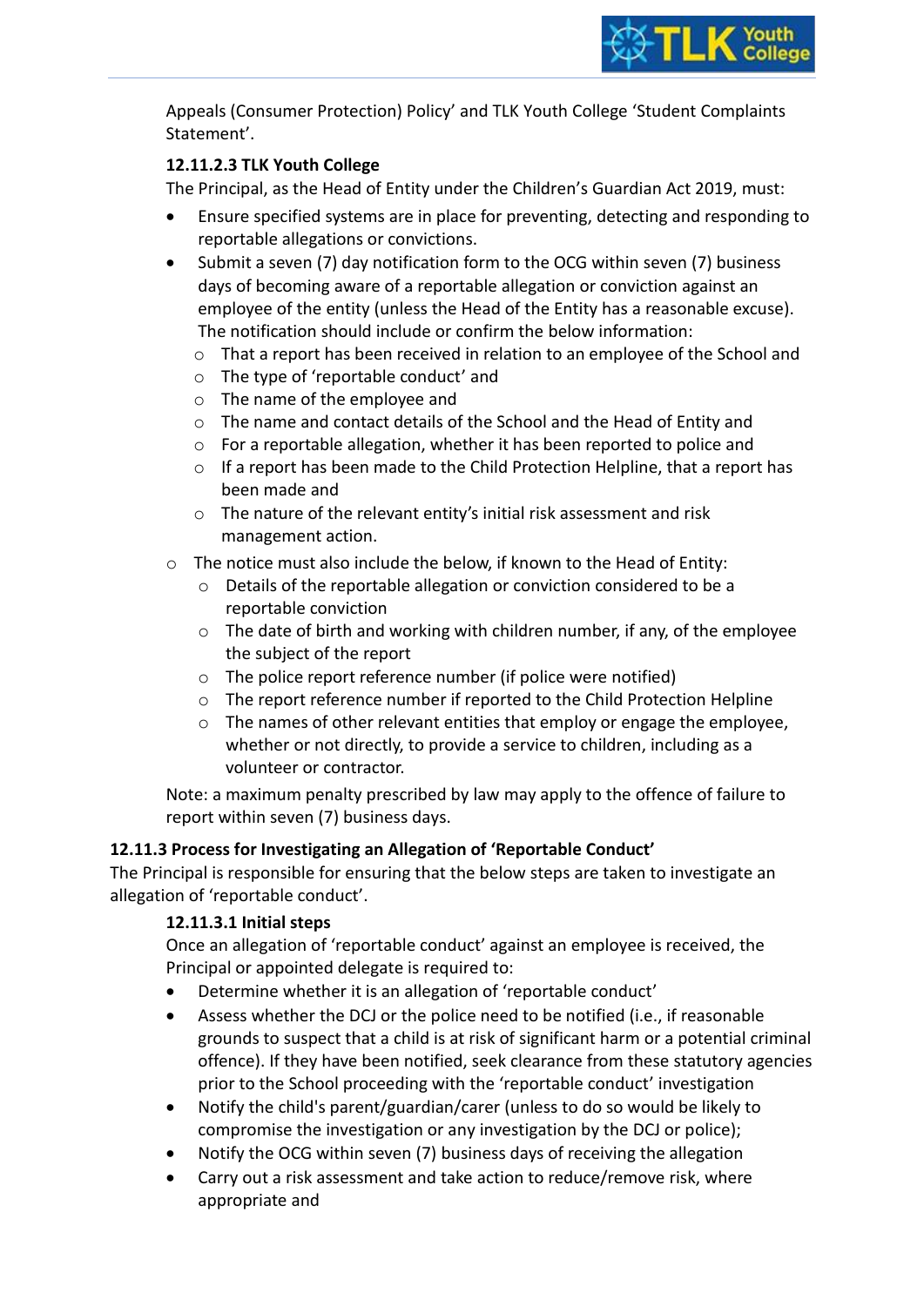Appeals (Consumer Protection) Policy' and TLK Youth College 'Student Complaints Statement'.

#### 12.11.2.3 TLK Youth College

The Principal, as the Head of Entity under the Children's Guardian Act 2019, must:

- Ensure specified systems are in place for preventing, detecting and responding to reportable allegations or convictions.
- Submit a seven (7) day notification form to the OCG within seven (7) business days of becoming aware of a reportable allegation or conviction against an employee of the entity (unless the Head of the Entity has a reasonable excuse). The notification should include or confirm the below information:
  - That a report has been received in relation to an employee of the School and
  - The type of 'reportable conduct' and
  - The name of the employee and
  - The name and contact details of the School and the Head of Entity and
  - For a reportable allegation, whether it has been reported to police and
  - If a report has been made to the Child Protection Helpline, that a report has been made and
  - The nature of the relevant entity's initial risk assessment and risk management action.
- The notice must also include the below, if known to the Head of Entity:
  - Details of the reportable allegation or conviction considered to be a reportable conviction
  - The date of birth and working with children number, if any, of the employee the subject of the report
  - The police report reference number (if police were notified)
  - The report reference number if reported to the Child Protection Helpline
  - The names of other relevant entities that employ or engage the employee, whether or not directly, to provide a service to children, including as a volunteer or contractor.

Note: a maximum penalty prescribed by law may apply to the offence of failure to report within seven (7) business days.

### 12.11.3 Process for Investigating an Allegation of 'Reportable Conduct'

The Principal is responsible for ensuring that the below steps are taken to investigate an allegation of 'reportable conduct'.

#### 12.11.3.1 Initial steps

Once an allegation of 'reportable conduct' against an employee is received, the Principal or appointed delegate is required to:

- Determine whether it is an allegation of 'reportable conduct'
- Assess whether the DCJ or the police need to be notified (i.e., if reasonable grounds to suspect that a child is at risk of significant harm or a potential criminal offence). If they have been notified, seek clearance from these statutory agencies prior to the School proceeding with the 'reportable conduct' investigation
- Notify the child's parent/guardian/carer (unless to do so would be likely to compromise the investigation or any investigation by the DCJ or police);
- Notify the OCG within seven (7) business days of receiving the allegation
- Carry out a risk assessment and take action to reduce/remove risk, where appropriate and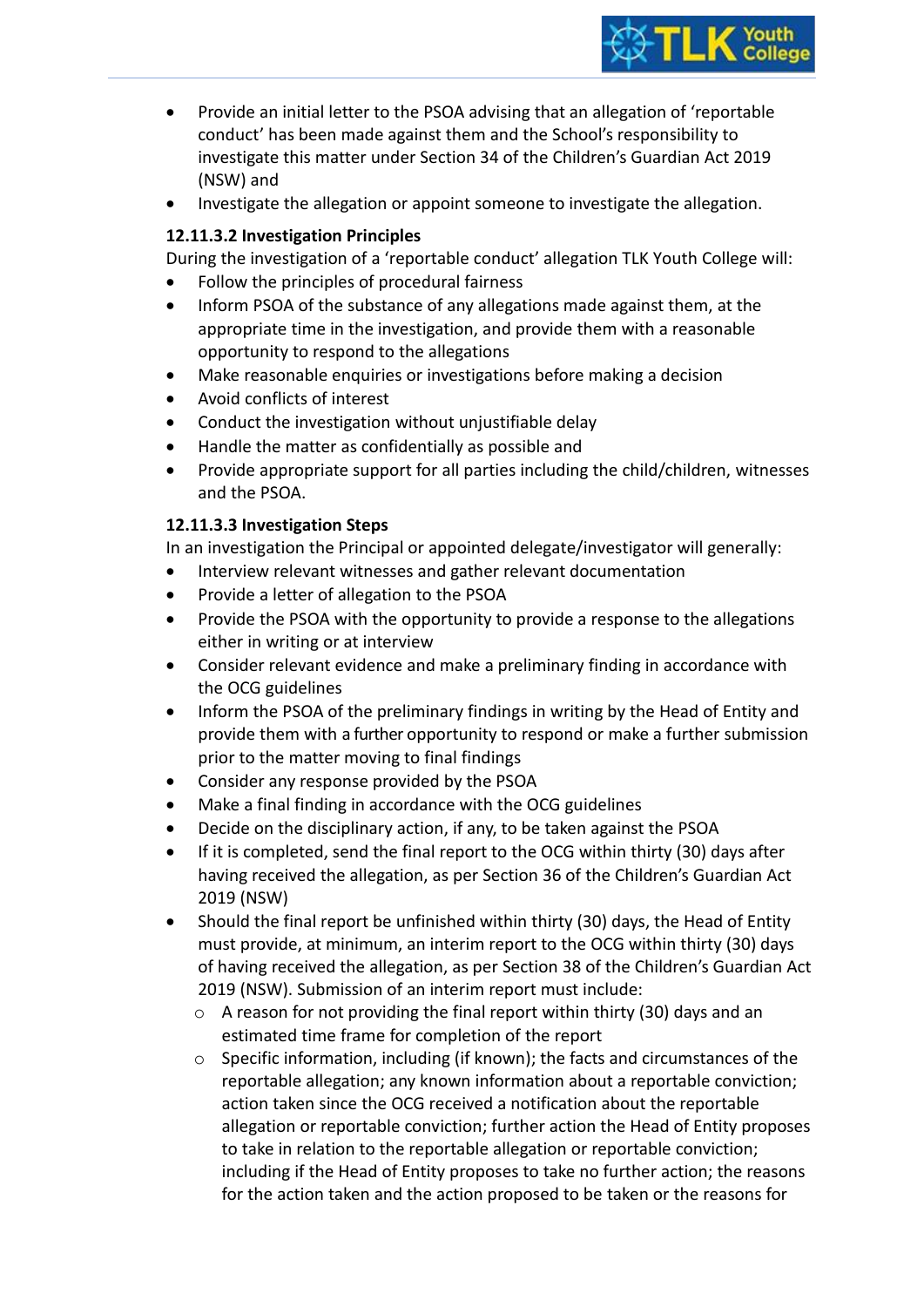- Provide an initial letter to the PSOA advising that an allegation of 'reportable conduct' has been made against them and the School's responsibility to investigate this matter under Section 34 of the Children's Guardian Act 2019 (NSW) and
- Investigate the allegation or appoint someone to investigate the allegation.

**12.11.3.2 Investigation Principles**

During the investigation of a 'reportable conduct' allegation TLK Youth College will:

- Follow the principles of procedural fairness
- Inform PSOA of the substance of any allegations made against them, at the appropriate time in the investigation, and provide them with a reasonable opportunity to respond to the allegations
- Make reasonable enquiries or investigations before making a decision
- Avoid conflicts of interest
- Conduct the investigation without unjustifiable delay
- Handle the matter as confidentially as possible and
- Provide appropriate support for all parties including the child/children, witnesses and the PSOA.

**12.11.3.3 Investigation Steps**

In an investigation the Principal or appointed delegate/investigator will generally:

- Interview relevant witnesses and gather relevant documentation
- Provide a letter of allegation to the PSOA
- Provide the PSOA with the opportunity to provide a response to the allegations either in writing or at interview
- Consider relevant evidence and make a preliminary finding in accordance with the OCG guidelines
- Inform the PSOA of the preliminary findings in writing by the Head of Entity and provide them with a further opportunity to respond or make a further submission prior to the matter moving to final findings
- Consider any response provided by the PSOA
- Make a final finding in accordance with the OCG guidelines
- Decide on the disciplinary action, if any, to be taken against the PSOA
- If it is completed, send the final report to the OCG within thirty (30) days after having received the allegation, as per Section 36 of the Children's Guardian Act 2019 (NSW)
- Should the final report be unfinished within thirty (30) days, the Head of Entity must provide, at minimum, an interim report to the OCG within thirty (30) days of having received the allegation, as per Section 38 of the Children's Guardian Act 2019 (NSW). Submission of an interim report must include:
  - A reason for not providing the final report within thirty (30) days and an estimated time frame for completion of the report
  - Specific information, including (if known); the facts and circumstances of the reportable allegation; any known information about a reportable conviction; action taken since the OCG received a notification about the reportable allegation or reportable conviction; further action the Head of Entity proposes to take in relation to the reportable allegation or reportable conviction; including if the Head of Entity proposes to take no further action; the reasons for the action taken and the action proposed to be taken or the reasons for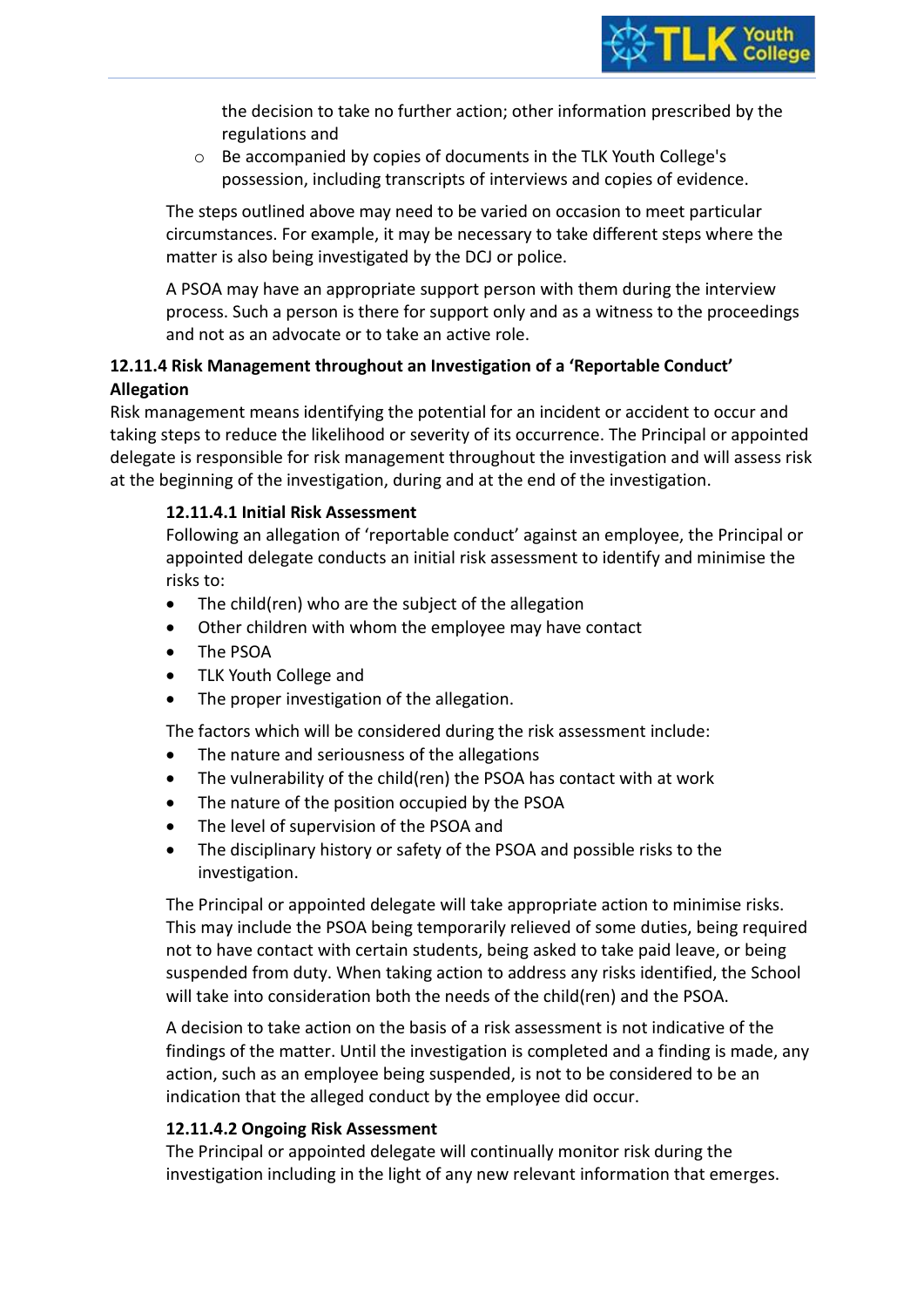the decision to take no further action; other information prescribed by the regulations and

- Be accompanied by copies of documents in the TLK Youth College's possession, including transcripts of interviews and copies of evidence.

The steps outlined above may need to be varied on occasion to meet particular circumstances. For example, it may be necessary to take different steps where the matter is also being investigated by the DCJ or police.

A PSOA may have an appropriate support person with them during the interview process. Such a person is there for support only and as a witness to the proceedings and not as an advocate or to take an active role.

### 12.11.4 Risk Management throughout an Investigation of a 'Reportable Conduct' Allegation

Risk management means identifying the potential for an incident or accident to occur and taking steps to reduce the likelihood or severity of its occurrence. The Principal or appointed delegate is responsible for risk management throughout the investigation and will assess risk at the beginning of the investigation, during and at the end of the investigation.

#### 12.11.4.1 Initial Risk Assessment

Following an allegation of 'reportable conduct' against an employee, the Principal or appointed delegate conducts an initial risk assessment to identify and minimise the risks to:

- The child(ren) who are the subject of the allegation
- Other children with whom the employee may have contact
- The PSOA
- TLK Youth College and
- The proper investigation of the allegation.

The factors which will be considered during the risk assessment include:

- The nature and seriousness of the allegations
- The vulnerability of the child(ren) the PSOA has contact with at work
- The nature of the position occupied by the PSOA
- The level of supervision of the PSOA and
- The disciplinary history or safety of the PSOA and possible risks to the investigation.

The Principal or appointed delegate will take appropriate action to minimise risks. This may include the PSOA being temporarily relieved of some duties, being required not to have contact with certain students, being asked to take paid leave, or being suspended from duty. When taking action to address any risks identified, the School will take into consideration both the needs of the child(ren) and the PSOA.

A decision to take action on the basis of a risk assessment is not indicative of the findings of the matter. Until the investigation is completed and a finding is made, any action, such as an employee being suspended, is not to be considered to be an indication that the alleged conduct by the employee did occur.

#### 12.11.4.2 Ongoing Risk Assessment

The Principal or appointed delegate will continually monitor risk during the investigation including in the light of any new relevant information that emerges.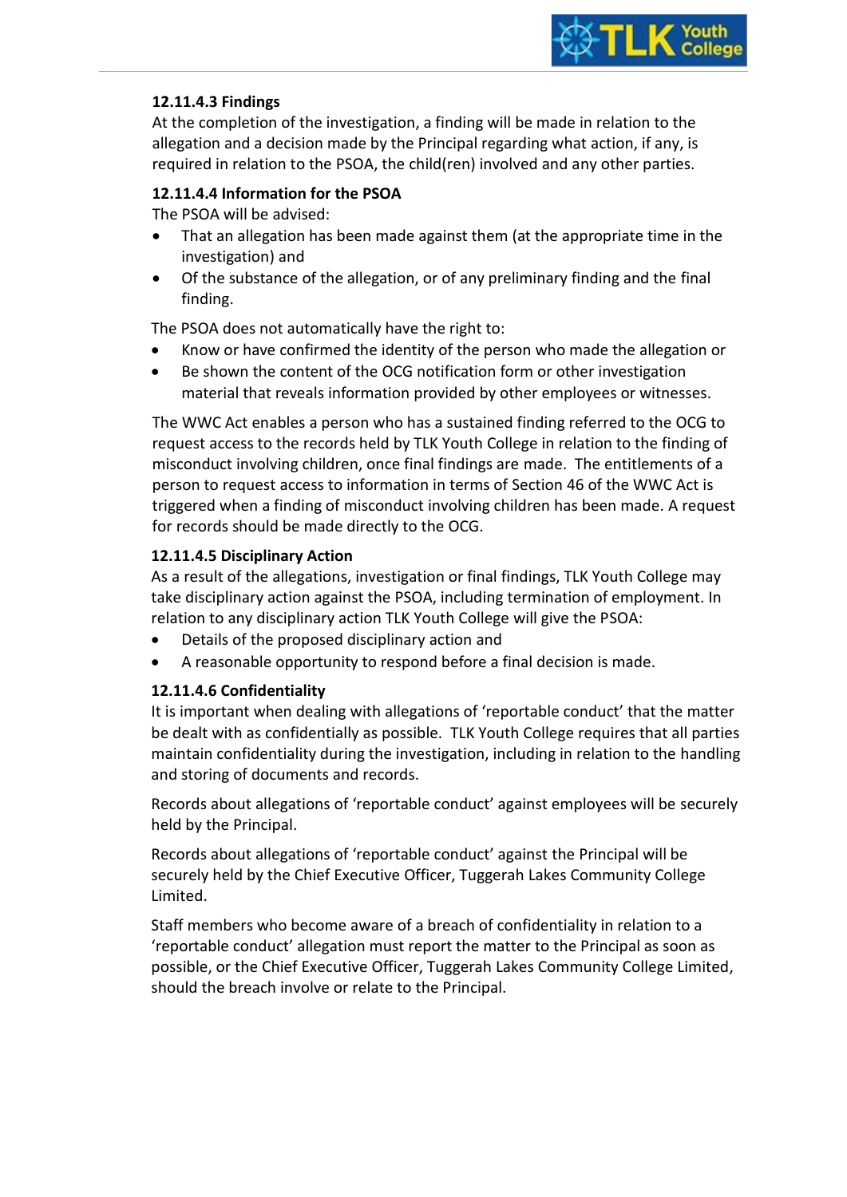#### 12.11.4.3 Findings

At the completion of the investigation, a finding will be made in relation to the allegation and a decision made by the Principal regarding what action, if any, is required in relation to the PSOA, the child(ren) involved and any other parties.

#### 12.11.4.4 Information for the PSOA

The PSOA will be advised:

- That an allegation has been made against them (at the appropriate time in the investigation) and
- Of the substance of the allegation, or of any preliminary finding and the final finding.

The PSOA does not automatically have the right to:

- Know or have confirmed the identity of the person who made the allegation or
- Be shown the content of the OCG notification form or other investigation material that reveals information provided by other employees or witnesses.

The WWC Act enables a person who has a sustained finding referred to the OCG to request access to the records held by TLK Youth College in relation to the finding of misconduct involving children, once final findings are made. The entitlements of a person to request access to information in terms of Section 46 of the WWC Act is triggered when a finding of misconduct involving children has been made. A request for records should be made directly to the OCG.

#### 12.11.4.5 Disciplinary Action

As a result of the allegations, investigation or final findings, TLK Youth College may take disciplinary action against the PSOA, including termination of employment. In relation to any disciplinary action TLK Youth College will give the PSOA:

- Details of the proposed disciplinary action and
- A reasonable opportunity to respond before a final decision is made.

#### 12.11.4.6 Confidentiality

It is important when dealing with allegations of 'reportable conduct' that the matter be dealt with as confidentially as possible. TLK Youth College requires that all parties maintain confidentiality during the investigation, including in relation to the handling and storing of documents and records.

Records about allegations of 'reportable conduct' against employees will be securely held by the Principal.

Records about allegations of 'reportable conduct' against the Principal will be securely held by the Chief Executive Officer, Tuggerah Lakes Community College Limited.

Staff members who become aware of a breach of confidentiality in relation to a 'reportable conduct' allegation must report the matter to the Principal as soon as possible, or the Chief Executive Officer, Tuggerah Lakes Community College Limited, should the breach involve or relate to the Principal.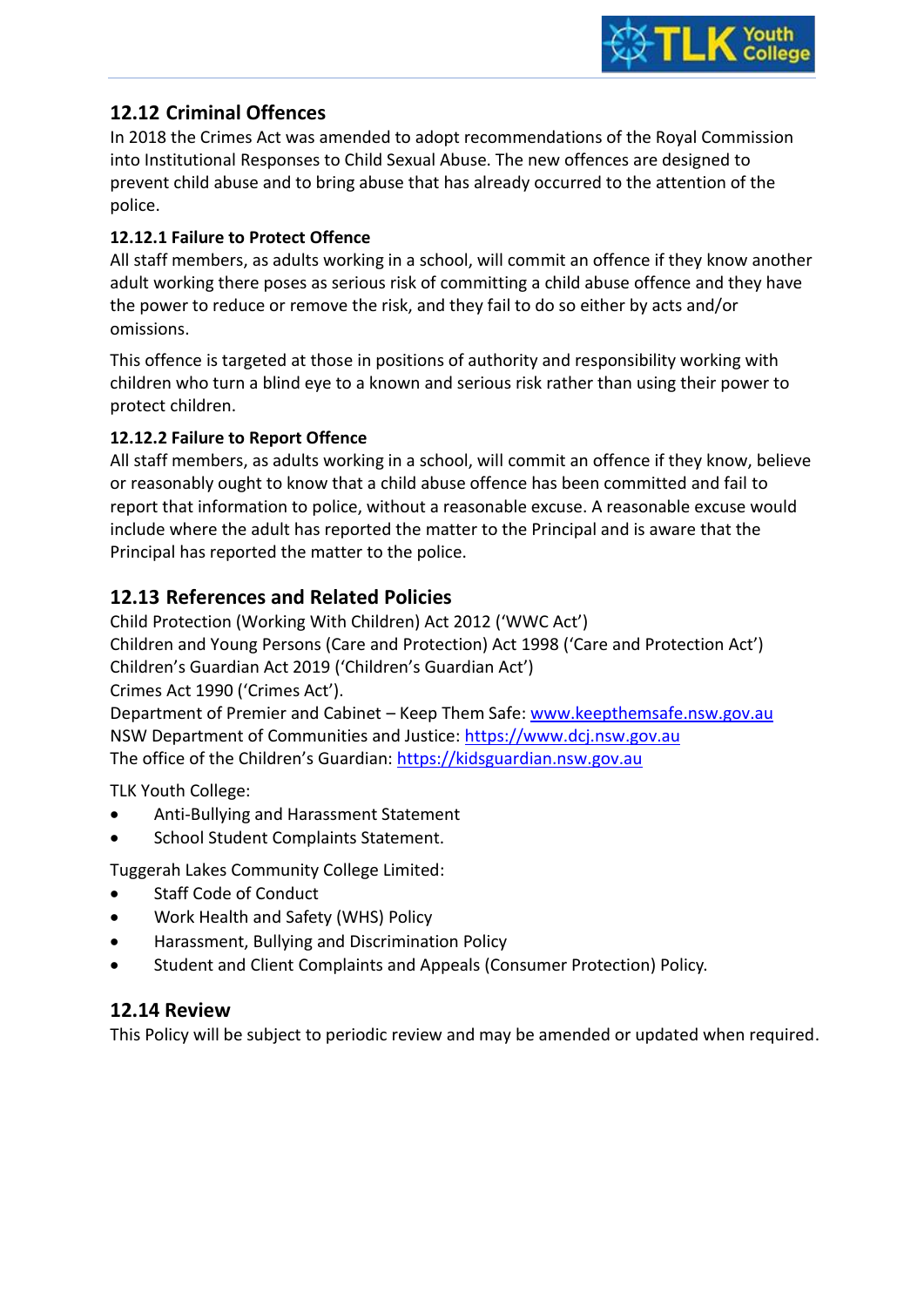## 12.12 Criminal Offences

In 2018 the Crimes Act was amended to adopt recommendations of the Royal Commission into Institutional Responses to Child Sexual Abuse. The new offences are designed to prevent child abuse and to bring abuse that has already occurred to the attention of the police.

### 12.12.1 Failure to Protect Offence

All staff members, as adults working in a school, will commit an offence if they know another adult working there poses as serious risk of committing a child abuse offence and they have the power to reduce or remove the risk, and they fail to do so either by acts and/or omissions.

This offence is targeted at those in positions of authority and responsibility working with children who turn a blind eye to a known and serious risk rather than using their power to protect children.

### 12.12.2 Failure to Report Offence

All staff members, as adults working in a school, will commit an offence if they know, believe or reasonably ought to know that a child abuse offence has been committed and fail to report that information to police, without a reasonable excuse. A reasonable excuse would include where the adult has reported the matter to the Principal and is aware that the Principal has reported the matter to the police.

## 12.13 References and Related Policies

Child Protection (Working With Children) Act 2012 ('WWC Act')
Children and Young Persons (Care and Protection) Act 1998 ('Care and Protection Act')
Children's Guardian Act 2019 ('Children's Guardian Act')
Crimes Act 1990 ('Crimes Act').
Department of Premier and Cabinet – Keep Them Safe: www.keepthemsafe.nsw.gov.au
NSW Department of Communities and Justice: https://www.dcj.nsw.gov.au
The office of the Children's Guardian: https://kidsguardian.nsw.gov.au

TLK Youth College:

- Anti-Bullying and Harassment Statement
- School Student Complaints Statement.

Tuggerah Lakes Community College Limited:

- Staff Code of Conduct
- Work Health and Safety (WHS) Policy
- Harassment, Bullying and Discrimination Policy
- Student and Client Complaints and Appeals (Consumer Protection) Policy.

## 12.14 Review

This Policy will be subject to periodic review and may be amended or updated when required.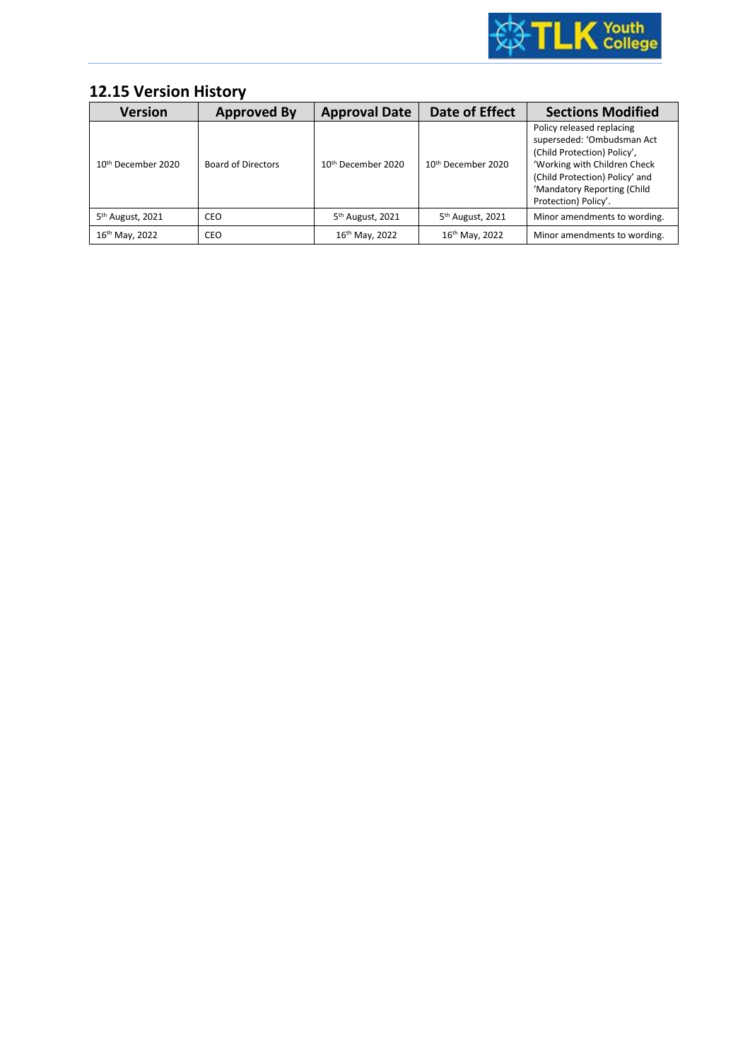## 12.15 Version History

| Version | Approved By | Approval Date | Date of Effect | Sections Modified |
| --- | --- | --- | --- | --- |
| 10th December 2020 | Board of Directors | 10th December 2020 | 10th December 2020 | Policy released replacing superseded: 'Ombudsman Act (Child Protection) Policy', 'Working with Children Check (Child Protection) Policy' and 'Mandatory Reporting (Child Protection) Policy'. |
| 5th August, 2021 | CEO | 5th August, 2021 | 5th August, 2021 | Minor amendments to wording. |
| 16th May, 2022 | CEO | 16th May, 2022 | 16th May, 2022 | Minor amendments to wording. |